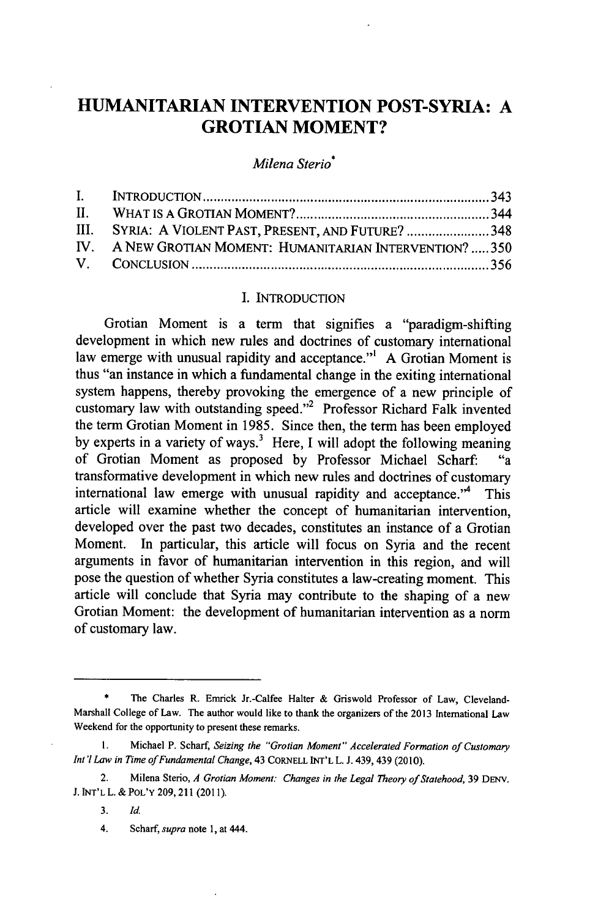# HUMANITARIAN INTERVENTION POST-SYRIA: A GROTIAN MOMENT?

*Milena Sterio*[*]

| | | |
|---|---|---|
| I. | INTRODUCTION | 343 |
| II. | WHAT IS A GROTIAN MOMENT? | 344 |
| III. | SYRIA: A VIOLENT PAST, PRESENT, AND FUTURE? | 348 |
| IV. | A NEW GROTIAN MOMENT: HUMANITARIAN INTERVENTION? | 350 |
| V. | CONCLUSION | 356 |

## I. INTRODUCTION

Grotian Moment is a term that signifies a "paradigm-shifting development in which new rules and doctrines of customary international law emerge with unusual rapidity and acceptance."[1] A Grotian Moment is thus "an instance in which a fundamental change in the exiting international system happens, thereby provoking the emergence of a new principle of customary law with outstanding speed."[2] Professor Richard Falk invented the term Grotian Moment in 1985. Since then, the term has been employed by experts in a variety of ways.[3] Here, I will adopt the following meaning of Grotian Moment as proposed by Professor Michael Scharf: "a transformative development in which new rules and doctrines of customary international law emerge with unusual rapidity and acceptance."[4] This article will examine whether the concept of humanitarian intervention, developed over the past two decades, constitutes an instance of a Grotian Moment. In particular, this article will focus on Syria and the recent arguments in favor of humanitarian intervention in this region, and will pose the question of whether Syria constitutes a law-creating moment. This article will conclude that Syria may contribute to the shaping of a new Grotian Moment: the development of humanitarian intervention as a norm of customary law.

---

\* The Charles R. Emrick Jr.-Calfee Halter & Griswold Professor of Law, Cleveland-Marshall College of Law. The author would like to thank the organizers of the 2013 International Law Weekend for the opportunity to present these remarks.

1. Michael P. Scharf, *Seizing the "Grotian Moment" Accelerated Formation of Customary Int'l Law in Time of Fundamental Change*, 43 CORNELL INT'L L. J. 439, 439 (2010).

2. Milena Sterio, *A Grotian Moment: Changes in the Legal Theory of Statehood*, 39 DENV. J. INT'L L. & POL'Y 209, 211 (2011).

3. *Id.*

4. Scharf, *supra* note 1, at 444.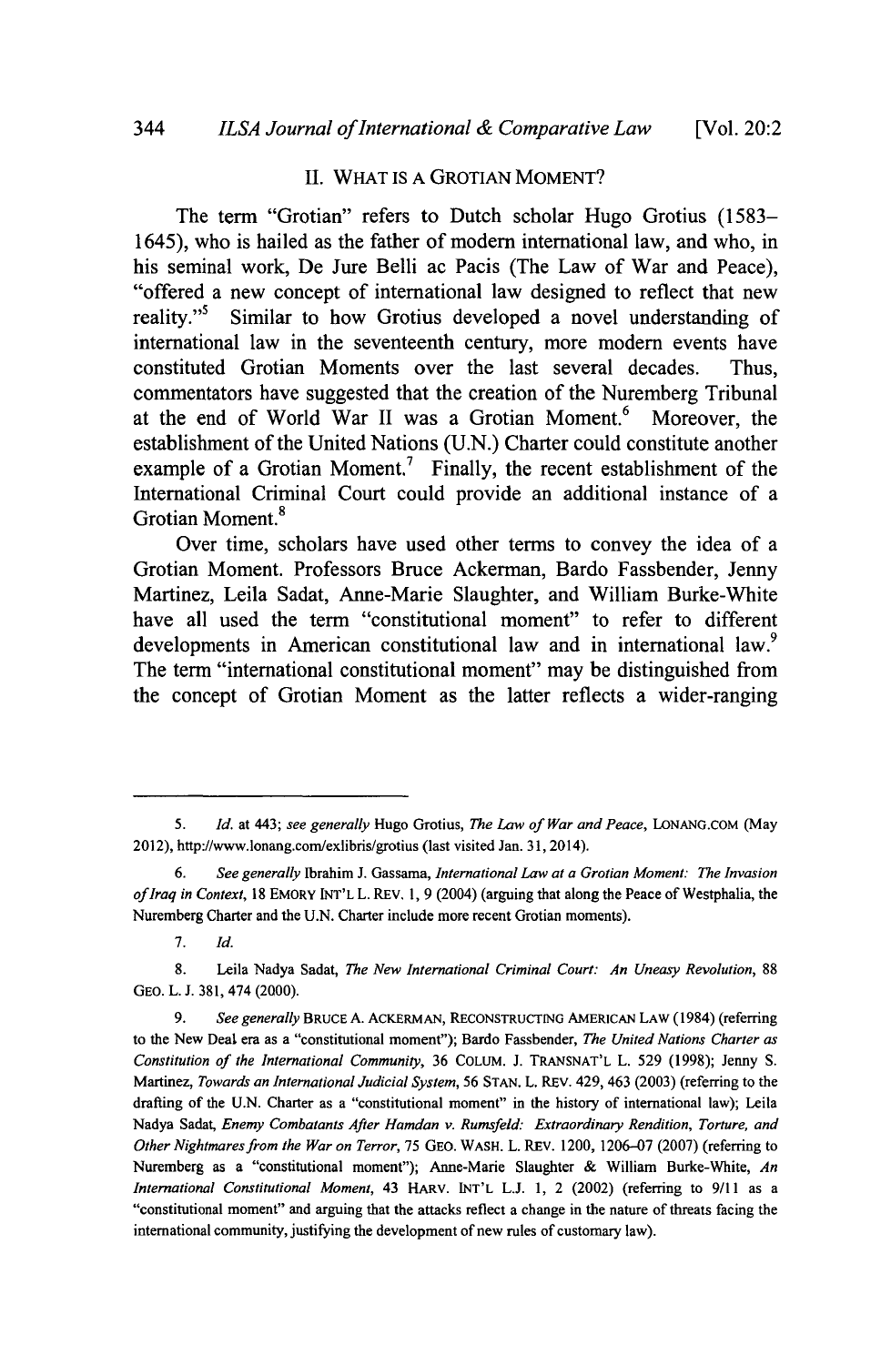## II. WHAT IS A GROTIAN MOMENT?

The term "Grotian" refers to Dutch scholar Hugo Grotius (1583–1645), who is hailed as the father of modern international law, and who, in his seminal work, De Jure Belli ac Pacis (The Law of War and Peace), "offered a new concept of international law designed to reflect that new reality."[5] Similar to how Grotius developed a novel understanding of international law in the seventeenth century, more modern events have constituted Grotian Moments over the last several decades. Thus, commentators have suggested that the creation of the Nuremberg Tribunal at the end of World War II was a Grotian Moment.[6] Moreover, the establishment of the United Nations (U.N.) Charter could constitute another example of a Grotian Moment.[7] Finally, the recent establishment of the International Criminal Court could provide an additional instance of a Grotian Moment.[8]

Over time, scholars have used other terms to convey the idea of a Grotian Moment. Professors Bruce Ackerman, Bardo Fassbender, Jenny Martinez, Leila Sadat, Anne-Marie Slaughter, and William Burke-White have all used the term "constitutional moment" to refer to different developments in American constitutional law and in international law.[9] The term "international constitutional moment" may be distinguished from the concept of Grotian Moment as the latter reflects a wider-ranging

---

5. *Id.* at 443; *see generally* Hugo Grotius, *The Law of War and Peace*, LONANG.COM (May 2012), http://www.lonang.com/exlibris/grotius (last visited Jan. 31, 2014).

6. *See generally* Ibrahim J. Gassama, *International Law at a Grotian Moment: The Invasion of Iraq in Context*, 18 EMORY INT'L L. REV. 1, 9 (2004) (arguing that along the Peace of Westphalia, the Nuremberg Charter and the U.N. Charter include more recent Grotian moments).

7. *Id.*

8. Leila Nadya Sadat, *The New International Criminal Court: An Uneasy Revolution*, 88 GEO. L. J. 381, 474 (2000).

9. *See generally* BRUCE A. ACKERMAN, RECONSTRUCTING AMERICAN LAW (1984) (referring to the New Deal era as a "constitutional moment"); Bardo Fassbender, *The United Nations Charter as Constitution of the International Community*, 36 COLUM. J. TRANSNAT'L L. 529 (1998); Jenny S. Martinez, *Towards an International Judicial System*, 56 STAN. L. REV. 429, 463 (2003) (referring to the drafting of the U.N. Charter as a "constitutional moment" in the history of international law); Leila Nadya Sadat, *Enemy Combatants After Hamdan v. Rumsfeld: Extraordinary Rendition, Torture, and Other Nightmares from the War on Terror*, 75 GEO. WASH. L. REV. 1200, 1206–07 (2007) (referring to Nuremberg as a "constitutional moment"); Anne-Marie Slaughter & William Burke-White, *An International Constitutional Moment*, 43 HARV. INT'L L.J. 1, 2 (2002) (referring to 9/11 as a "constitutional moment" and arguing that the attacks reflect a change in the nature of threats facing the international community, justifying the development of new rules of customary law).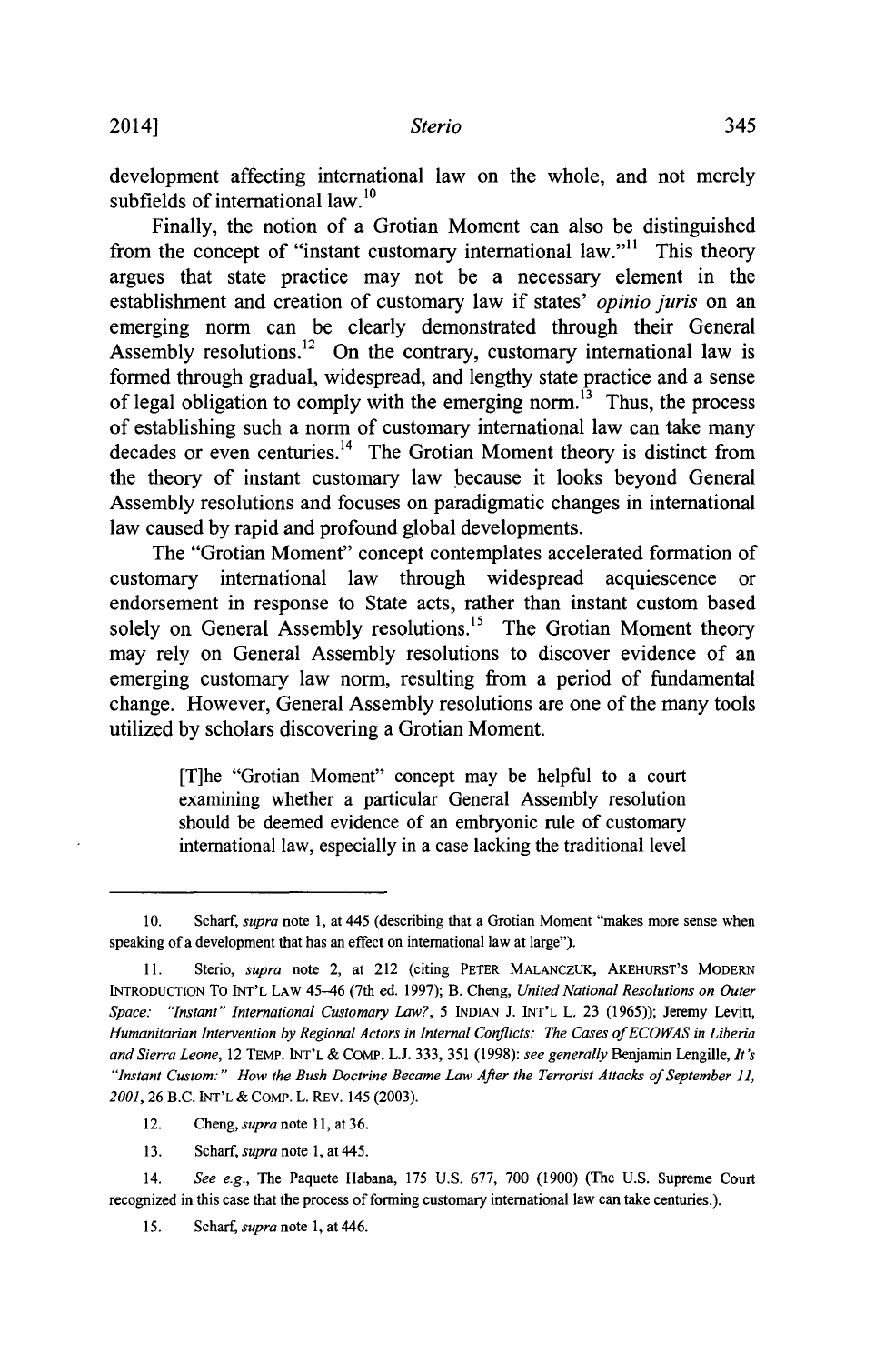development affecting international law on the whole, and not merely subfields of international law.[10]

Finally, the notion of a Grotian Moment can also be distinguished from the concept of "instant customary international law."[11] This theory argues that state practice may not be a necessary element in the establishment and creation of customary law if states' *opinio juris* on an emerging norm can be clearly demonstrated through their General Assembly resolutions.[12] On the contrary, customary international law is formed through gradual, widespread, and lengthy state practice and a sense of legal obligation to comply with the emerging norm.[13] Thus, the process of establishing such a norm of customary international law can take many decades or even centuries.[14] The Grotian Moment theory is distinct from the theory of instant customary law because it looks beyond General Assembly resolutions and focuses on paradigmatic changes in international law caused by rapid and profound global developments.

The "Grotian Moment" concept contemplates accelerated formation of customary international law through widespread acquiescence or endorsement in response to State acts, rather than instant custom based solely on General Assembly resolutions.[15] The Grotian Moment theory may rely on General Assembly resolutions to discover evidence of an emerging customary law norm, resulting from a period of fundamental change. However, General Assembly resolutions are one of the many tools utilized by scholars discovering a Grotian Moment.

> [T]he "Grotian Moment" concept may be helpful to a court examining whether a particular General Assembly resolution should be deemed evidence of an embryonic rule of customary international law, especially in a case lacking the traditional level

---

10. Scharf, *supra* note 1, at 445 (describing that a Grotian Moment "makes more sense when speaking of a development that has an effect on international law at large").

11. Sterio, *supra* note 2, at 212 (citing PETER MALANCZUK, AKEHURST'S MODERN INTRODUCTION TO INT'L LAW 45–46 (7th ed. 1997); B. Cheng, *United National Resolutions on Outer Space: "Instant" International Customary Law?*, 5 INDIAN J. INT'L L. 23 (1965)); Jeremy Levitt, *Humanitarian Intervention by Regional Actors in Internal Conflicts: The Cases of ECOWAS in Liberia and Sierra Leone*, 12 TEMP. INT'L & COMP. L.J. 333, 351 (1998): *see generally* Benjamin Lengille, *It's "Instant Custom:" How the Bush Doctrine Became Law After the Terrorist Attacks of September 11, 2001*, 26 B.C. INT'L & COMP. L. REV. 145 (2003).

12. Cheng, *supra* note 11, at 36.

13. Scharf, *supra* note 1, at 445.

14. *See e.g.*, The Paquete Habana, 175 U.S. 677, 700 (1900) (The U.S. Supreme Court recognized in this case that the process of forming customary international law can take centuries.).

15. Scharf, *supra* note 1, at 446.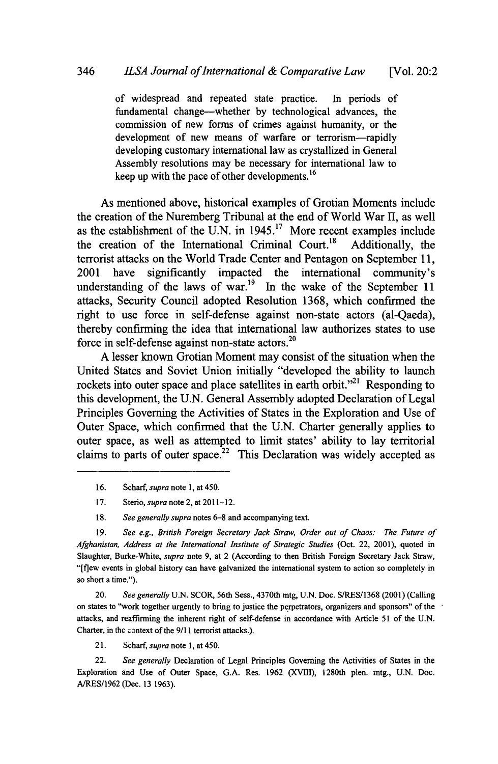of widespread and repeated state practice. In periods of fundamental change—whether by technological advances, the commission of new forms of crimes against humanity, or the development of new means of warfare or terrorism—rapidly developing customary international law as crystallized in General Assembly resolutions may be necessary for international law to keep up with the pace of other developments.[16]

As mentioned above, historical examples of Grotian Moments include the creation of the Nuremberg Tribunal at the end of World War II, as well as the establishment of the U.N. in 1945.[17] More recent examples include the creation of the International Criminal Court.[18] Additionally, the terrorist attacks on the World Trade Center and Pentagon on September 11, 2001 have significantly impacted the international community's understanding of the laws of war.[19] In the wake of the September 11 attacks, Security Council adopted Resolution 1368, which confirmed the right to use force in self-defense against non-state actors (al-Qaeda), thereby confirming the idea that international law authorizes states to use force in self-defense against non-state actors.[20]

A lesser known Grotian Moment may consist of the situation when the United States and Soviet Union initially "developed the ability to launch rockets into outer space and place satellites in earth orbit."[21] Responding to this development, the U.N. General Assembly adopted Declaration of Legal Principles Governing the Activities of States in the Exploration and Use of Outer Space, which confirmed that the U.N. Charter generally applies to outer space, as well as attempted to limit states' ability to lay territorial claims to parts of outer space.[22] This Declaration was widely accepted as

---

16. Scharf, *supra* note 1, at 450.

17. Sterio, *supra* note 2, at 2011–12.

18. *See generally supra* notes 6–8 and accompanying text.

19. *See e.g., British Foreign Secretary Jack Straw, Order out of Chaos: The Future of Afghanistan, Address at the International Institute of Strategic Studies* (Oct. 22, 2001), quoted in Slaughter, Burke-White, *supra* note 9, at 2 (According to then British Foreign Secretary Jack Straw, "[f]ew events in global history can have galvanized the international system to action so completely in so short a time.").

20. *See generally* U.N. SCOR, 56th Sess., 4370th mtg, U.N. Doc. S/RES/1368 (2001) (Calling on states to "work together urgently to bring to justice the perpetrators, organizers and sponsors" of the attacks, and reaffirming the inherent right of self-defense in accordance with Article 51 of the U.N. Charter, in the context of the 9/11 terrorist attacks.).

21. Scharf, *supra* note 1, at 450.

22. *See generally* Declaration of Legal Principles Governing the Activities of States in the Exploration and Use of Outer Space, G.A. Res. 1962 (XVIII), 1280th plen. mtg., U.N. Doc. A/RES/1962 (Dec. 13 1963).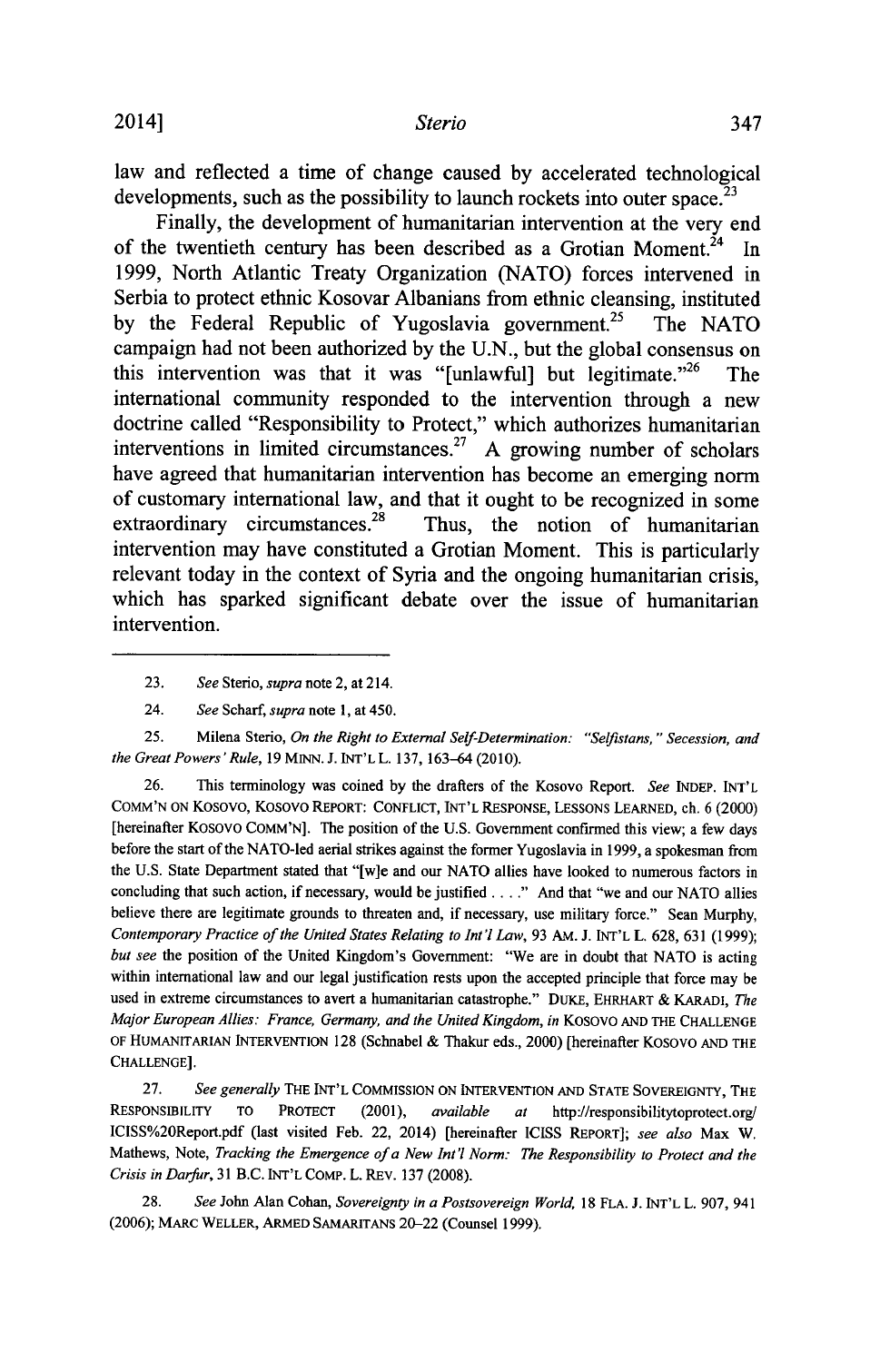law and reflected a time of change caused by accelerated technological developments, such as the possibility to launch rockets into outer space.[23]

Finally, the development of humanitarian intervention at the very end of the twentieth century has been described as a Grotian Moment.[24] In 1999, North Atlantic Treaty Organization (NATO) forces intervened in Serbia to protect ethnic Kosovar Albanians from ethnic cleansing, instituted by the Federal Republic of Yugoslavia government.[25] The NATO campaign had not been authorized by the U.N., but the global consensus on this intervention was that it was "[unlawful] but legitimate."[26] The international community responded to the intervention through a new doctrine called "Responsibility to Protect," which authorizes humanitarian interventions in limited circumstances.[27] A growing number of scholars have agreed that humanitarian intervention has become an emerging norm of customary international law, and that it ought to be recognized in some extraordinary circumstances.[28] Thus, the notion of humanitarian intervention may have constituted a Grotian Moment. This is particularly relevant today in the context of Syria and the ongoing humanitarian crisis, which has sparked significant debate over the issue of humanitarian intervention.

---

23. *See* Sterio, *supra* note 2, at 214.

24. *See* Scharf, *supra* note 1, at 450.

25. Milena Sterio, *On the Right to External Self-Determination: "Selfistans," Secession, and the Great Powers' Rule*, 19 MINN. J. INT'L L. 137, 163–64 (2010).

26. This terminology was coined by the drafters of the Kosovo Report. *See* INDEP. INT'L COMM'N ON KOSOVO, KOSOVO REPORT: CONFLICT, INT'L RESPONSE, LESSONS LEARNED, ch. 6 (2000) [hereinafter KOSOVO COMM'N]. The position of the U.S. Government confirmed this view; a few days before the start of the NATO-led aerial strikes against the former Yugoslavia in 1999, a spokesman from the U.S. State Department stated that "[w]e and our NATO allies have looked to numerous factors in concluding that such action, if necessary, would be justified . . . ." And that "we and our NATO allies believe there are legitimate grounds to threaten and, if necessary, use military force." Sean Murphy, *Contemporary Practice of the United States Relating to Int'l Law*, 93 AM. J. INT'L L. 628, 631 (1999); *but see* the position of the United Kingdom's Government: "We are in doubt that NATO is acting within international law and our legal justification rests upon the accepted principle that force may be used in extreme circumstances to avert a humanitarian catastrophe." DUKE, EHRHART & KARADI, *The Major European Allies: France, Germany, and the United Kingdom*, *in* KOSOVO AND THE CHALLENGE OF HUMANITARIAN INTERVENTION 128 (Schnabel & Thakur eds., 2000) [hereinafter KOSOVO AND THE CHALLENGE].

27. *See generally* THE INT'L COMMISSION ON INTERVENTION AND STATE SOVEREIGNTY, THE RESPONSIBILITY TO PROTECT (2001), *available at* http://responsibilitytoprotect.org/ICISS%20Report.pdf (last visited Feb. 22, 2014) [hereinafter ICISS REPORT]; *see also* Max W. Mathews, Note, *Tracking the Emergence of a New Int'l Norm: The Responsibility to Protect and the Crisis in Darfur*, 31 B.C. INT'L COMP. L. REV. 137 (2008).

28. *See* John Alan Cohan, *Sovereignty in a Postsovereign World*, 18 FLA. J. INT'L L. 907, 941 (2006); MARC WELLER, ARMED SAMARITANS 20–22 (Counsel 1999).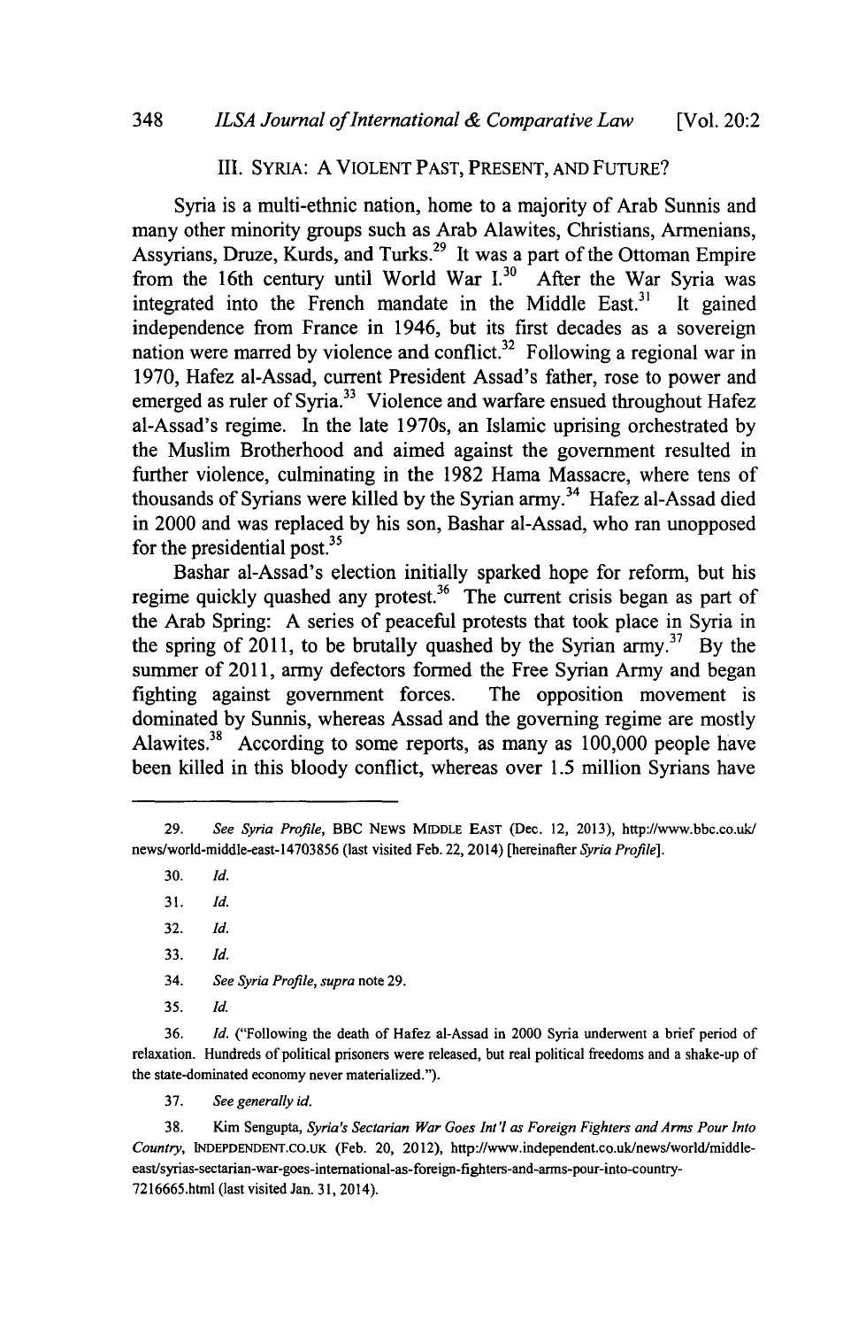## III. SYRIA: A VIOLENT PAST, PRESENT, AND FUTURE?

Syria is a multi-ethnic nation, home to a majority of Arab Sunnis and many other minority groups such as Arab Alawites, Christians, Armenians, Assyrians, Druze, Kurds, and Turks.[29] It was a part of the Ottoman Empire from the 16th century until World War I.[30] After the War Syria was integrated into the French mandate in the Middle East.[31] It gained independence from France in 1946, but its first decades as a sovereign nation were marred by violence and conflict.[32] Following a regional war in 1970, Hafez al-Assad, current President Assad's father, rose to power and emerged as ruler of Syria.[33] Violence and warfare ensued throughout Hafez al-Assad's regime. In the late 1970s, an Islamic uprising orchestrated by the Muslim Brotherhood and aimed against the government resulted in further violence, culminating in the 1982 Hama Massacre, where tens of thousands of Syrians were killed by the Syrian army.[34] Hafez al-Assad died in 2000 and was replaced by his son, Bashar al-Assad, who ran unopposed for the presidential post.[35]

Bashar al-Assad's election initially sparked hope for reform, but his regime quickly quashed any protest.[36] The current crisis began as part of the Arab Spring: A series of peaceful protests that took place in Syria in the spring of 2011, to be brutally quashed by the Syrian army.[37] By the summer of 2011, army defectors formed the Free Syrian Army and began fighting against government forces. The opposition movement is dominated by Sunnis, whereas Assad and the governing regime are mostly Alawites.[38] According to some reports, as many as 100,000 people have been killed in this bloody conflict, whereas over 1.5 million Syrians have

---

29. *See Syria Profile*, BBC NEWS MIDDLE EAST (Dec. 12, 2013), http://www.bbc.co.uk/news/world-middle-east-14703856 (last visited Feb. 22, 2014) [hereinafter *Syria Profile*].

30. *Id.*

31. *Id.*

32. *Id.*

33. *Id.*

34. *See Syria Profile*, *supra* note 29.

35. *Id.*

36. *Id.* ("Following the death of Hafez al-Assad in 2000 Syria underwent a brief period of relaxation. Hundreds of political prisoners were released, but real political freedoms and a shake-up of the state-dominated economy never materialized.").

37. *See generally id.*

38. Kim Sengupta, *Syria's Sectarian War Goes Int'l as Foreign Fighters and Arms Pour Into Country*, INDEPDENDENT.CO.UK (Feb. 20, 2012), http://www.independent.co.uk/news/world/middle-east/syrias-sectarian-war-goes-international-as-foreign-fighters-and-arms-pour-into-country-7216665.html (last visited Jan. 31, 2014).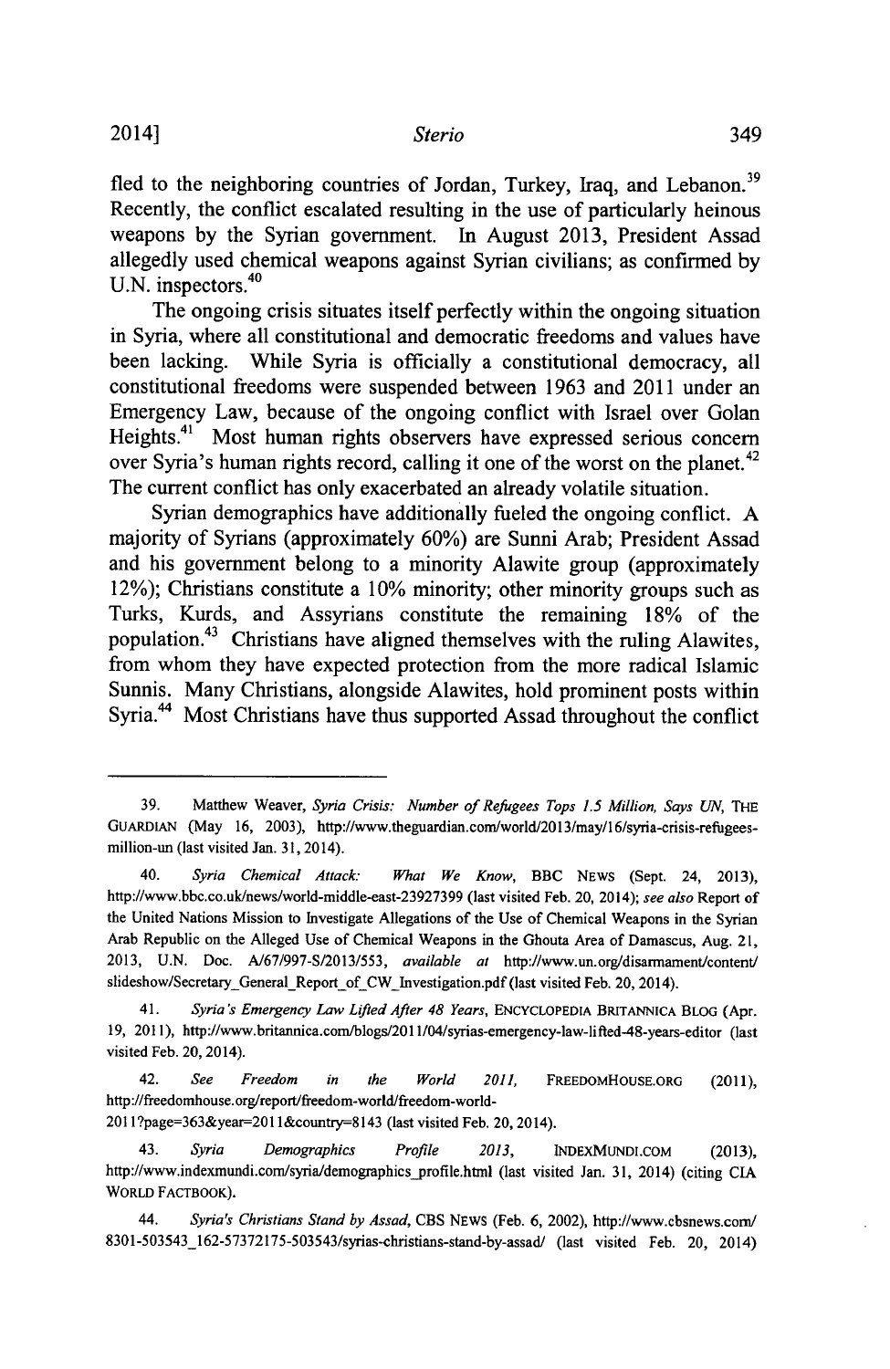fled to the neighboring countries of Jordan, Turkey, Iraq, and Lebanon.[39] Recently, the conflict escalated resulting in the use of particularly heinous weapons by the Syrian government. In August 2013, President Assad allegedly used chemical weapons against Syrian civilians; as confirmed by U.N. inspectors.[40]

The ongoing crisis situates itself perfectly within the ongoing situation in Syria, where all constitutional and democratic freedoms and values have been lacking. While Syria is officially a constitutional democracy, all constitutional freedoms were suspended between 1963 and 2011 under an Emergency Law, because of the ongoing conflict with Israel over Golan Heights.[41] Most human rights observers have expressed serious concern over Syria's human rights record, calling it one of the worst on the planet.[42] The current conflict has only exacerbated an already volatile situation.

Syrian demographics have additionally fueled the ongoing conflict. A majority of Syrians (approximately 60%) are Sunni Arab; President Assad and his government belong to a minority Alawite group (approximately 12%); Christians constitute a 10% minority; other minority groups such as Turks, Kurds, and Assyrians constitute the remaining 18% of the population.[43] Christians have aligned themselves with the ruling Alawites, from whom they have expected protection from the more radical Islamic Sunnis. Many Christians, alongside Alawites, hold prominent posts within Syria.[44] Most Christians have thus supported Assad throughout the conflict

---

39. Matthew Weaver, *Syria Crisis: Number of Refugees Tops 1.5 Million, Says UN*, THE GUARDIAN (May 16, 2003), http://www.theguardian.com/world/2013/may/16/syria-crisis-refugees-million-un (last visited Jan. 31, 2014).

40. *Syria Chemical Attack: What We Know*, BBC NEWS (Sept. 24, 2013), http://www.bbc.co.uk/news/world-middle-east-23927399 (last visited Feb. 20, 2014); *see also* Report of the United Nations Mission to Investigate Allegations of the Use of Chemical Weapons in the Syrian Arab Republic on the Alleged Use of Chemical Weapons in the Ghouta Area of Damascus, Aug. 21, 2013, U.N. Doc. A/67/997-S/2013/553, *available at* http://www.un.org/disarmament/content/slideshow/Secretary_General_Report_of_CW_Investigation.pdf (last visited Feb. 20, 2014).

41. *Syria's Emergency Law Lifted After 48 Years*, ENCYCLOPEDIA BRITANNICA BLOG (Apr. 19, 2011), http://www.britannica.com/blogs/2011/04/syrias-emergency-law-lifted-48-years-editor (last visited Feb. 20, 2014).

42. *See Freedom in the World 2011*, FREEDOMHOUSE.ORG (2011), http://freedomhouse.org/report/freedom-world/freedom-world-2011?page=363&year=2011&country=8143 (last visited Feb. 20, 2014).

43. *Syria Demographics Profile 2013*, INDEXMUNDI.COM (2013), http://www.indexmundi.com/syria/demographics_profile.html (last visited Jan. 31, 2014) (citing CIA WORLD FACTBOOK).

44. *Syria's Christians Stand by Assad*, CBS NEWS (Feb. 6, 2002), http://www.cbsnews.com/8301-503543_162-57372175-503543/syrias-christians-stand-by-assad/ (last visited Feb. 20, 2014)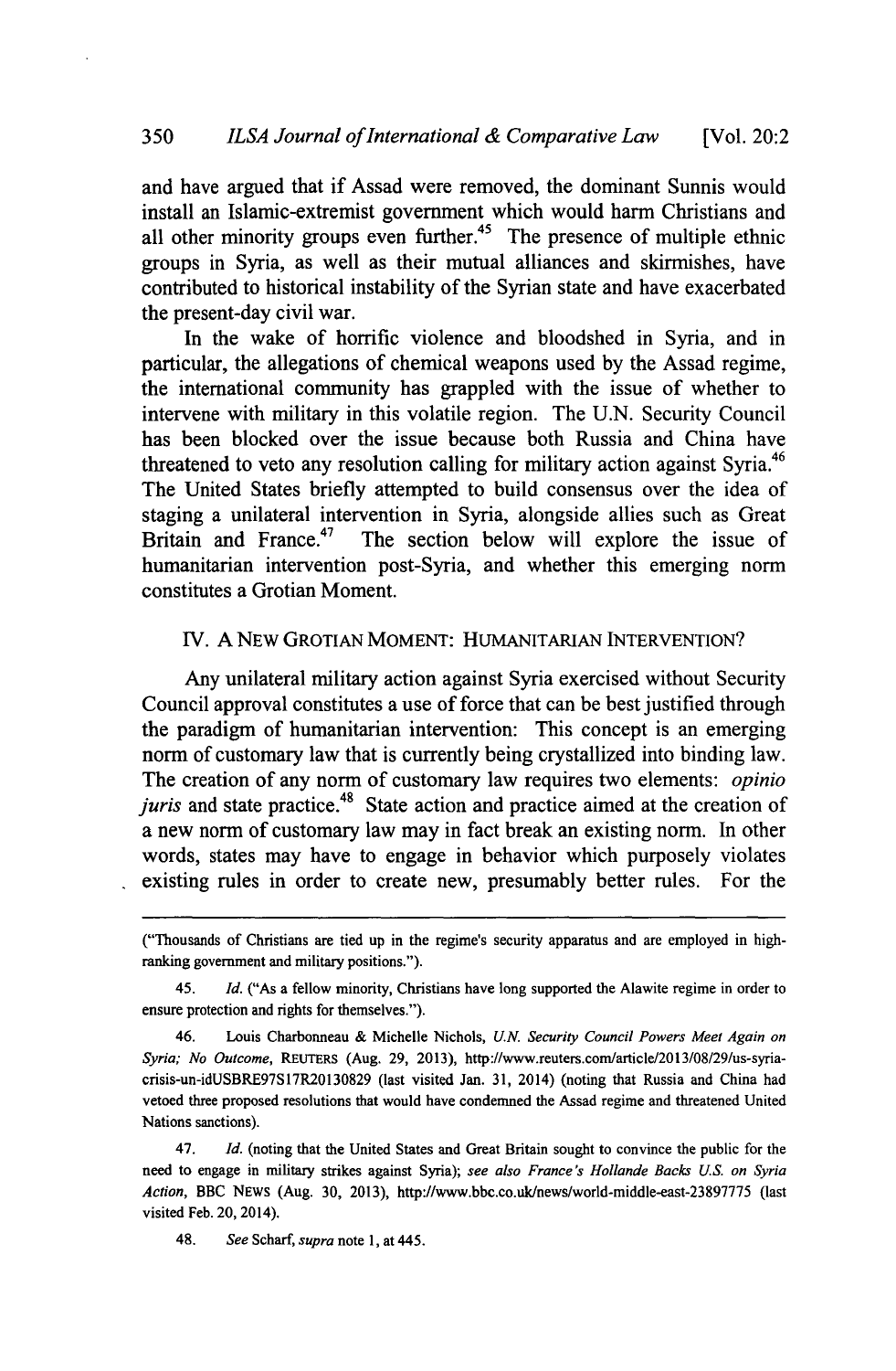and have argued that if Assad were removed, the dominant Sunnis would install an Islamic-extremist government which would harm Christians and all other minority groups even further.[45] The presence of multiple ethnic groups in Syria, as well as their mutual alliances and skirmishes, have contributed to historical instability of the Syrian state and have exacerbated the present-day civil war.

In the wake of horrific violence and bloodshed in Syria, and in particular, the allegations of chemical weapons used by the Assad regime, the international community has grappled with the issue of whether to intervene with military in this volatile region. The U.N. Security Council has been blocked over the issue because both Russia and China have threatened to veto any resolution calling for military action against Syria.[46] The United States briefly attempted to build consensus over the idea of staging a unilateral intervention in Syria, alongside allies such as Great Britain and France.[47] The section below will explore the issue of humanitarian intervention post-Syria, and whether this emerging norm constitutes a Grotian Moment.

## IV. A NEW GROTIAN MOMENT: HUMANITARIAN INTERVENTION?

Any unilateral military action against Syria exercised without Security Council approval constitutes a use of force that can be best justified through the paradigm of humanitarian intervention: This concept is an emerging norm of customary law that is currently being crystallized into binding law. The creation of any norm of customary law requires two elements: *opinio juris* and state practice.[48] State action and practice aimed at the creation of a new norm of customary law may in fact break an existing norm. In other words, states may have to engage in behavior which purposely violates existing rules in order to create new, presumably better rules. For the

---

("Thousands of Christians are tied up in the regime's security apparatus and are employed in high-ranking government and military positions.").

45. *Id.* ("As a fellow minority, Christians have long supported the Alawite regime in order to ensure protection and rights for themselves.").

46. Louis Charbonneau & Michelle Nichols, *U.N. Security Council Powers Meet Again on Syria; No Outcome*, REUTERS (Aug. 29, 2013), http://www.reuters.com/article/2013/08/29/us-syria-crisis-un-idUSBRE97S17R20130829 (last visited Jan. 31, 2014) (noting that Russia and China had vetoed three proposed resolutions that would have condemned the Assad regime and threatened United Nations sanctions).

47. *Id.* (noting that the United States and Great Britain sought to convince the public for the need to engage in military strikes against Syria); *see also France's Hollande Backs U.S. on Syria Action*, BBC NEWS (Aug. 30, 2013), http://www.bbc.co.uk/news/world-middle-east-23897775 (last visited Feb. 20, 2014).

48. *See* Scharf, *supra* note 1, at 445.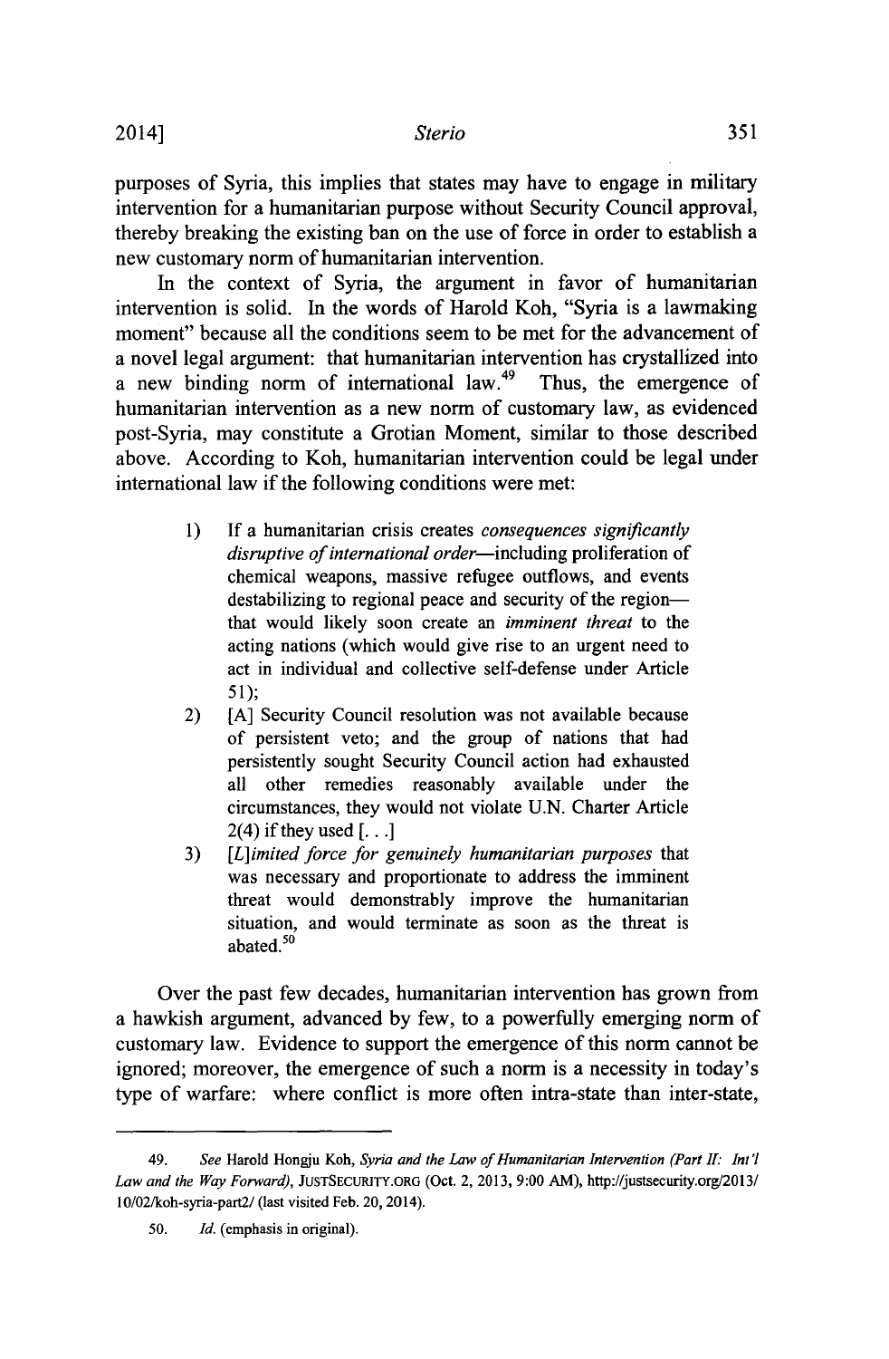purposes of Syria, this implies that states may have to engage in military intervention for a humanitarian purpose without Security Council approval, thereby breaking the existing ban on the use of force in order to establish a new customary norm of humanitarian intervention.

In the context of Syria, the argument in favor of humanitarian intervention is solid. In the words of Harold Koh, "Syria is a lawmaking moment" because all the conditions seem to be met for the advancement of a novel legal argument: that humanitarian intervention has crystallized into a new binding norm of international law.[49] Thus, the emergence of humanitarian intervention as a new norm of customary law, as evidenced post-Syria, may constitute a Grotian Moment, similar to those described above. According to Koh, humanitarian intervention could be legal under international law if the following conditions were met:

> 1) If a humanitarian crisis creates *consequences significantly disruptive of international order*—including proliferation of chemical weapons, massive refugee outflows, and events destabilizing to regional peace and security of the region—that would likely soon create an *imminent threat* to the acting nations (which would give rise to an urgent need to act in individual and collective self-defense under Article 51);
>
> 2) [A] Security Council resolution was not available because of persistent veto; and the group of nations that had persistently sought Security Council action had exhausted all other remedies reasonably available under the circumstances, they would not violate U.N. Charter Article 2(4) if they used [. . .]
>
> 3) *[L]imited force for genuinely humanitarian purposes* that was necessary and proportionate to address the imminent threat would demonstrably improve the humanitarian situation, and would terminate as soon as the threat is abated.[50]

Over the past few decades, humanitarian intervention has grown from a hawkish argument, advanced by few, to a powerfully emerging norm of customary law. Evidence to support the emergence of this norm cannot be ignored; moreover, the emergence of such a norm is a necessity in today's type of warfare: where conflict is more often intra-state than inter-state,

---

49. *See* Harold Hongju Koh, *Syria and the Law of Humanitarian Intervention (Part II: Int'l Law and the Way Forward)*, JUSTSECURITY.ORG (Oct. 2, 2013, 9:00 AM), http://justsecurity.org/2013/10/02/koh-syria-part2/ (last visited Feb. 20, 2014).

50. *Id.* (emphasis in original).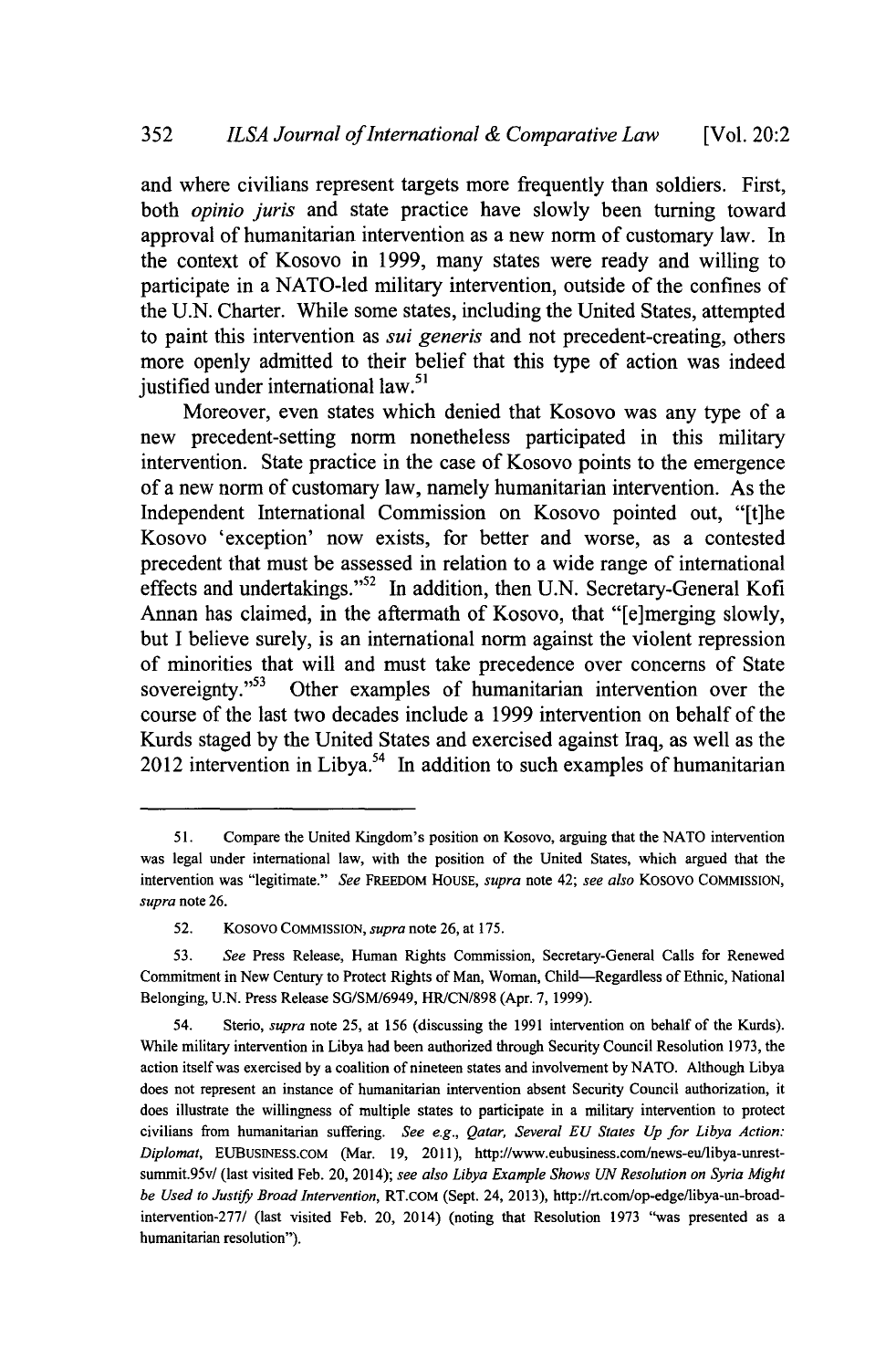and where civilians represent targets more frequently than soldiers. First, both *opinio juris* and state practice have slowly been turning toward approval of humanitarian intervention as a new norm of customary law. In the context of Kosovo in 1999, many states were ready and willing to participate in a NATO-led military intervention, outside of the confines of the U.N. Charter. While some states, including the United States, attempted to paint this intervention as *sui generis* and not precedent-creating, others more openly admitted to their belief that this type of action was indeed justified under international law.[51]

Moreover, even states which denied that Kosovo was any type of a new precedent-setting norm nonetheless participated in this military intervention. State practice in the case of Kosovo points to the emergence of a new norm of customary law, namely humanitarian intervention. As the Independent International Commission on Kosovo pointed out, "[t]he Kosovo 'exception' now exists, for better and worse, as a contested precedent that must be assessed in relation to a wide range of international effects and undertakings."[52] In addition, then U.N. Secretary-General Kofi Annan has claimed, in the aftermath of Kosovo, that "[e]merging slowly, but I believe surely, is an international norm against the violent repression of minorities that will and must take precedence over concerns of State sovereignty."[53] Other examples of humanitarian intervention over the course of the last two decades include a 1999 intervention on behalf of the Kurds staged by the United States and exercised against Iraq, as well as the 2012 intervention in Libya.[54] In addition to such examples of humanitarian

---

51. Compare the United Kingdom's position on Kosovo, arguing that the NATO intervention was legal under international law, with the position of the United States, which argued that the intervention was "legitimate." *See* FREEDOM HOUSE, *supra* note 42; *see also* KOSOVO COMMISSION, *supra* note 26.

52. KOSOVO COMMISSION, *supra* note 26, at 175.

53. *See* Press Release, Human Rights Commission, Secretary-General Calls for Renewed Commitment in New Century to Protect Rights of Man, Woman, Child—Regardless of Ethnic, National Belonging, U.N. Press Release SG/SM/6949, HR/CN/898 (Apr. 7, 1999).

54. Sterio, *supra* note 25, at 156 (discussing the 1991 intervention on behalf of the Kurds). While military intervention in Libya had been authorized through Security Council Resolution 1973, the action itself was exercised by a coalition of nineteen states and involvement by NATO. Although Libya does not represent an instance of humanitarian intervention absent Security Council authorization, it does illustrate the willingness of multiple states to participate in a military intervention to protect civilians from humanitarian suffering. *See e.g.*, *Qatar, Several EU States Up for Libya Action: Diplomat*, EUBUSINESS.COM (Mar. 19, 2011), http://www.eubusiness.com/news-eu/libya-unrest-summit.95v/ (last visited Feb. 20, 2014); *see also Libya Example Shows UN Resolution on Syria Might be Used to Justify Broad Intervention*, RT.COM (Sept. 24, 2013), http://rt.com/op-edge/libya-un-broad-intervention-277/ (last visited Feb. 20, 2014) (noting that Resolution 1973 "was presented as a humanitarian resolution").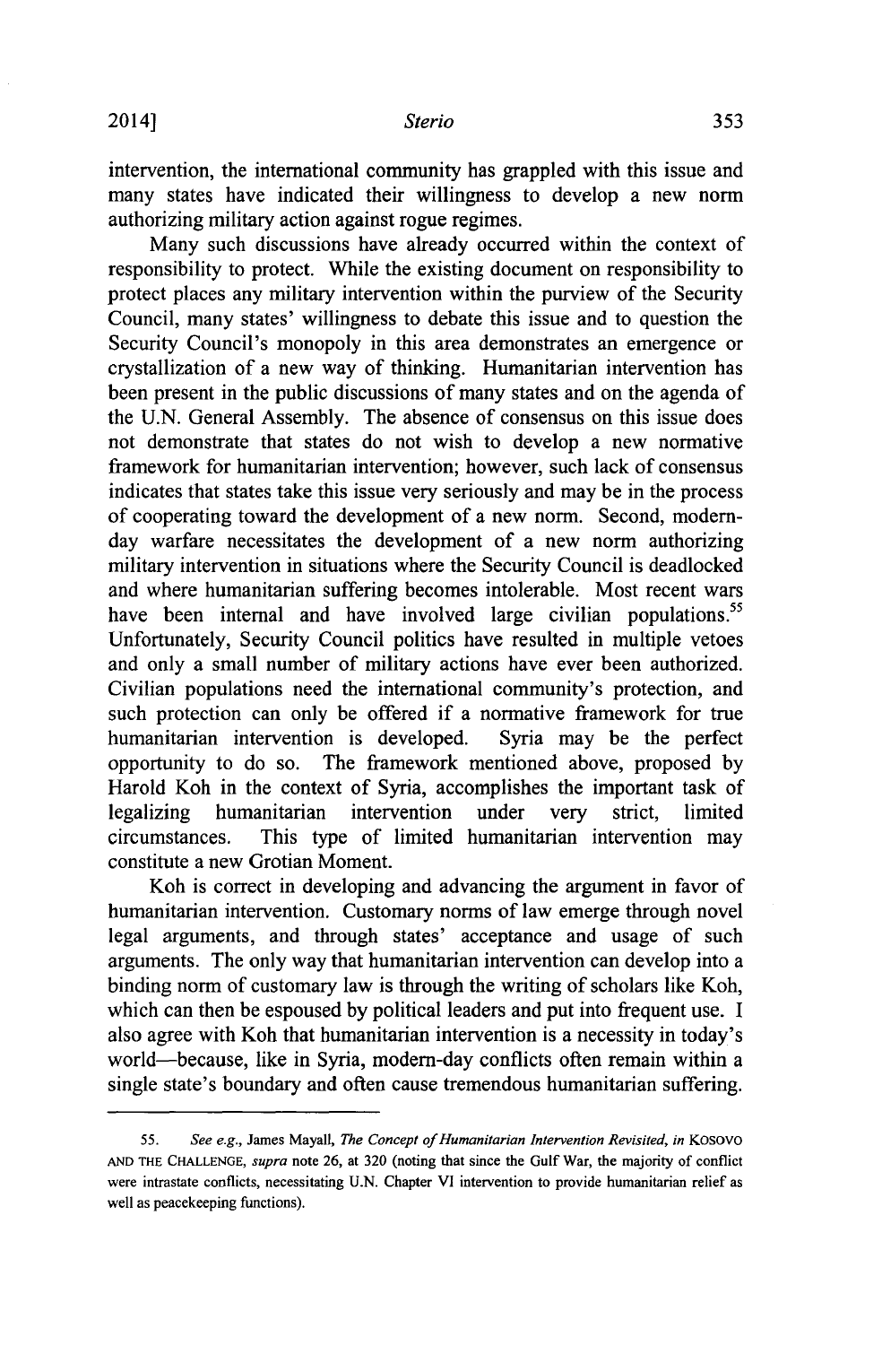intervention, the international community has grappled with this issue and many states have indicated their willingness to develop a new norm authorizing military action against rogue regimes.

Many such discussions have already occurred within the context of responsibility to protect. While the existing document on responsibility to protect places any military intervention within the purview of the Security Council, many states' willingness to debate this issue and to question the Security Council's monopoly in this area demonstrates an emergence or crystallization of a new way of thinking. Humanitarian intervention has been present in the public discussions of many states and on the agenda of the U.N. General Assembly. The absence of consensus on this issue does not demonstrate that states do not wish to develop a new normative framework for humanitarian intervention; however, such lack of consensus indicates that states take this issue very seriously and may be in the process of cooperating toward the development of a new norm. Second, modern-day warfare necessitates the development of a new norm authorizing military intervention in situations where the Security Council is deadlocked and where humanitarian suffering becomes intolerable. Most recent wars have been internal and have involved large civilian populations.[55] Unfortunately, Security Council politics have resulted in multiple vetoes and only a small number of military actions have ever been authorized. Civilian populations need the international community's protection, and such protection can only be offered if a normative framework for true humanitarian intervention is developed. Syria may be the perfect opportunity to do so. The framework mentioned above, proposed by Harold Koh in the context of Syria, accomplishes the important task of legalizing humanitarian intervention under very strict, limited circumstances. This type of limited humanitarian intervention may constitute a new Grotian Moment.

Koh is correct in developing and advancing the argument in favor of humanitarian intervention. Customary norms of law emerge through novel legal arguments, and through states' acceptance and usage of such arguments. The only way that humanitarian intervention can develop into a binding norm of customary law is through the writing of scholars like Koh, which can then be espoused by political leaders and put into frequent use. I also agree with Koh that humanitarian intervention is a necessity in today's world—because, like in Syria, modern-day conflicts often remain within a single state's boundary and often cause tremendous humanitarian suffering.

---

55. *See e.g.*, James Mayall, *The Concept of Humanitarian Intervention Revisited*, *in* KOSOVO AND THE CHALLENGE, *supra* note 26, at 320 (noting that since the Gulf War, the majority of conflict were intrastate conflicts, necessitating U.N. Chapter VI intervention to provide humanitarian relief as well as peacekeeping functions).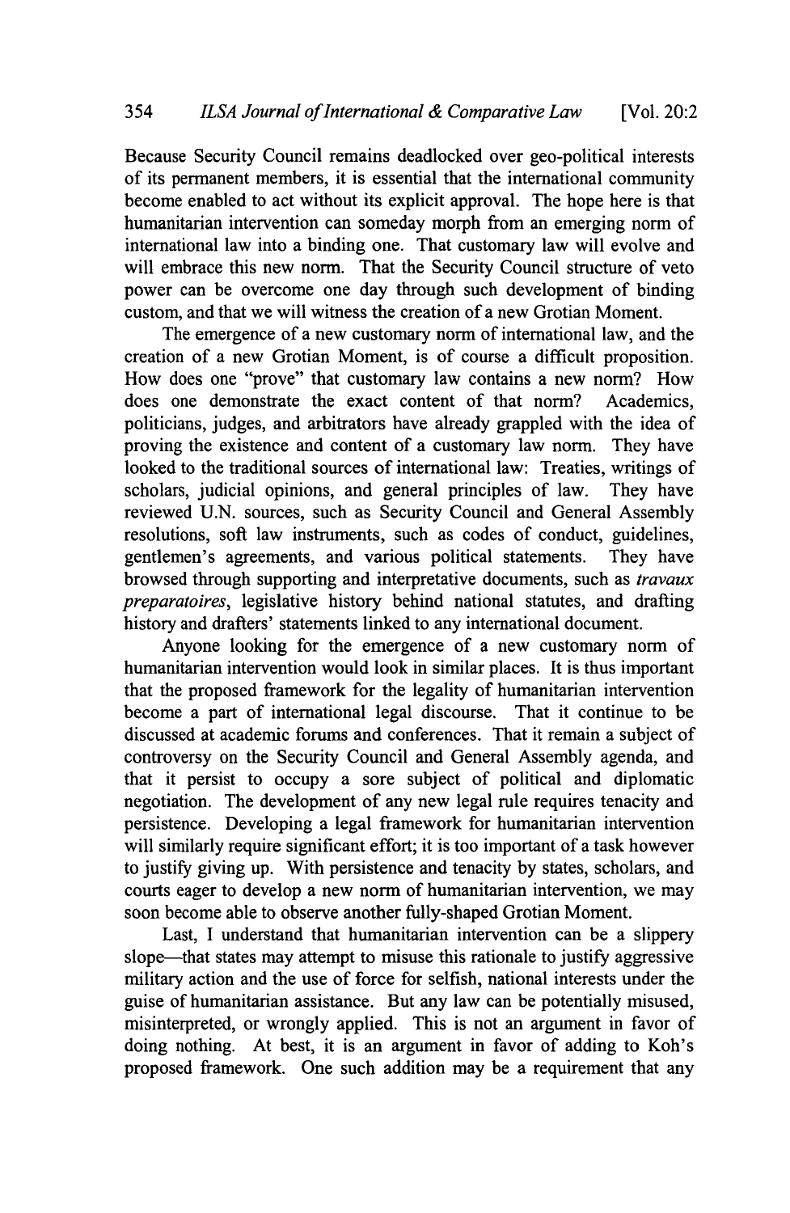Because Security Council remains deadlocked over geo-political interests of its permanent members, it is essential that the international community become enabled to act without its explicit approval. The hope here is that humanitarian intervention can someday morph from an emerging norm of international law into a binding one. That customary law will evolve and will embrace this new norm. That the Security Council structure of veto power can be overcome one day through such development of binding custom, and that we will witness the creation of a new Grotian Moment.

The emergence of a new customary norm of international law, and the creation of a new Grotian Moment, is of course a difficult proposition. How does one "prove" that customary law contains a new norm? How does one demonstrate the exact content of that norm? Academics, politicians, judges, and arbitrators have already grappled with the idea of proving the existence and content of a customary law norm. They have looked to the traditional sources of international law: Treaties, writings of scholars, judicial opinions, and general principles of law. They have reviewed U.N. sources, such as Security Council and General Assembly resolutions, soft law instruments, such as codes of conduct, guidelines, gentlemen's agreements, and various political statements. They have browsed through supporting and interpretative documents, such as *travaux preparatoires*, legislative history behind national statutes, and drafting history and drafters' statements linked to any international document.

Anyone looking for the emergence of a new customary norm of humanitarian intervention would look in similar places. It is thus important that the proposed framework for the legality of humanitarian intervention become a part of international legal discourse. That it continue to be discussed at academic forums and conferences. That it remain a subject of controversy on the Security Council and General Assembly agenda, and that it persist to occupy a sore subject of political and diplomatic negotiation. The development of any new legal rule requires tenacity and persistence. Developing a legal framework for humanitarian intervention will similarly require significant effort; it is too important of a task however to justify giving up. With persistence and tenacity by states, scholars, and courts eager to develop a new norm of humanitarian intervention, we may soon become able to observe another fully-shaped Grotian Moment.

Last, I understand that humanitarian intervention can be a slippery slope—that states may attempt to misuse this rationale to justify aggressive military action and the use of force for selfish, national interests under the guise of humanitarian assistance. But any law can be potentially misused, misinterpreted, or wrongly applied. This is not an argument in favor of doing nothing. At best, it is an argument in favor of adding to Koh's proposed framework. One such addition may be a requirement that any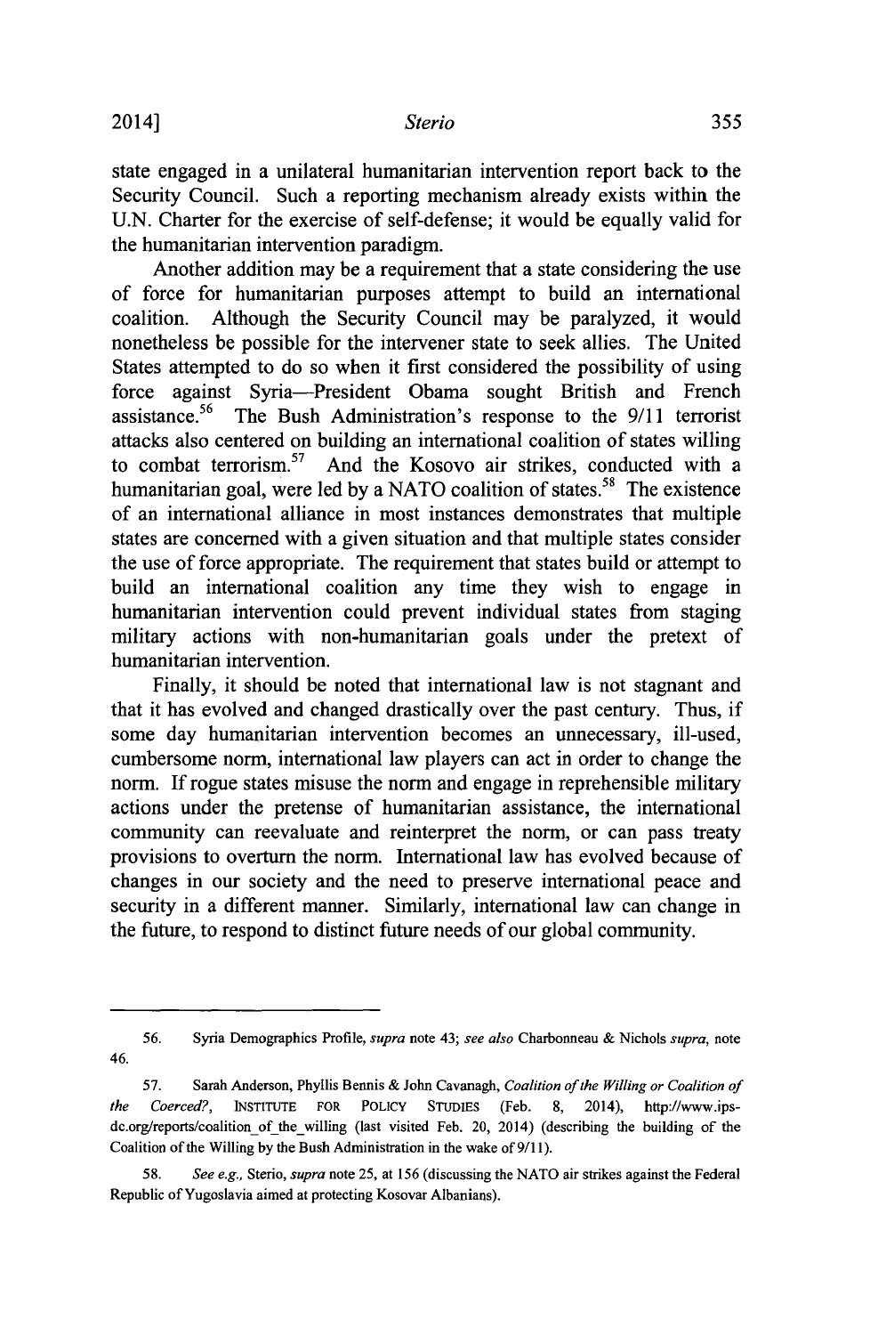state engaged in a unilateral humanitarian intervention report back to the Security Council. Such a reporting mechanism already exists within the U.N. Charter for the exercise of self-defense; it would be equally valid for the humanitarian intervention paradigm.

Another addition may be a requirement that a state considering the use of force for humanitarian purposes attempt to build an international coalition. Although the Security Council may be paralyzed, it would nonetheless be possible for the intervener state to seek allies. The United States attempted to do so when it first considered the possibility of using force against Syria—President Obama sought British and French assistance.[56] The Bush Administration's response to the 9/11 terrorist attacks also centered on building an international coalition of states willing to combat terrorism.[57] And the Kosovo air strikes, conducted with a humanitarian goal, were led by a NATO coalition of states.[58] The existence of an international alliance in most instances demonstrates that multiple states are concerned with a given situation and that multiple states consider the use of force appropriate. The requirement that states build or attempt to build an international coalition any time they wish to engage in humanitarian intervention could prevent individual states from staging military actions with non-humanitarian goals under the pretext of humanitarian intervention.

Finally, it should be noted that international law is not stagnant and that it has evolved and changed drastically over the past century. Thus, if some day humanitarian intervention becomes an unnecessary, ill-used, cumbersome norm, international law players can act in order to change the norm. If rogue states misuse the norm and engage in reprehensible military actions under the pretense of humanitarian assistance, the international community can reevaluate and reinterpret the norm, or can pass treaty provisions to overturn the norm. International law has evolved because of changes in our society and the need to preserve international peace and security in a different manner. Similarly, international law can change in the future, to respond to distinct future needs of our global community.

---

56. Syria Demographics Profile, *supra* note 43; *see also* Charbonneau & Nichols *supra*, note 46.

57. Sarah Anderson, Phyllis Bennis & John Cavanagh, *Coalition of the Willing or Coalition of the Coerced?*, INSTITUTE FOR POLICY STUDIES (Feb. 8, 2014), http://www.ips-dc.org/reports/coalition_of_the_willing (last visited Feb. 20, 2014) (describing the building of the Coalition of the Willing by the Bush Administration in the wake of 9/11).

58. *See e.g.*, Sterio, *supra* note 25, at 156 (discussing the NATO air strikes against the Federal Republic of Yugoslavia aimed at protecting Kosovar Albanians).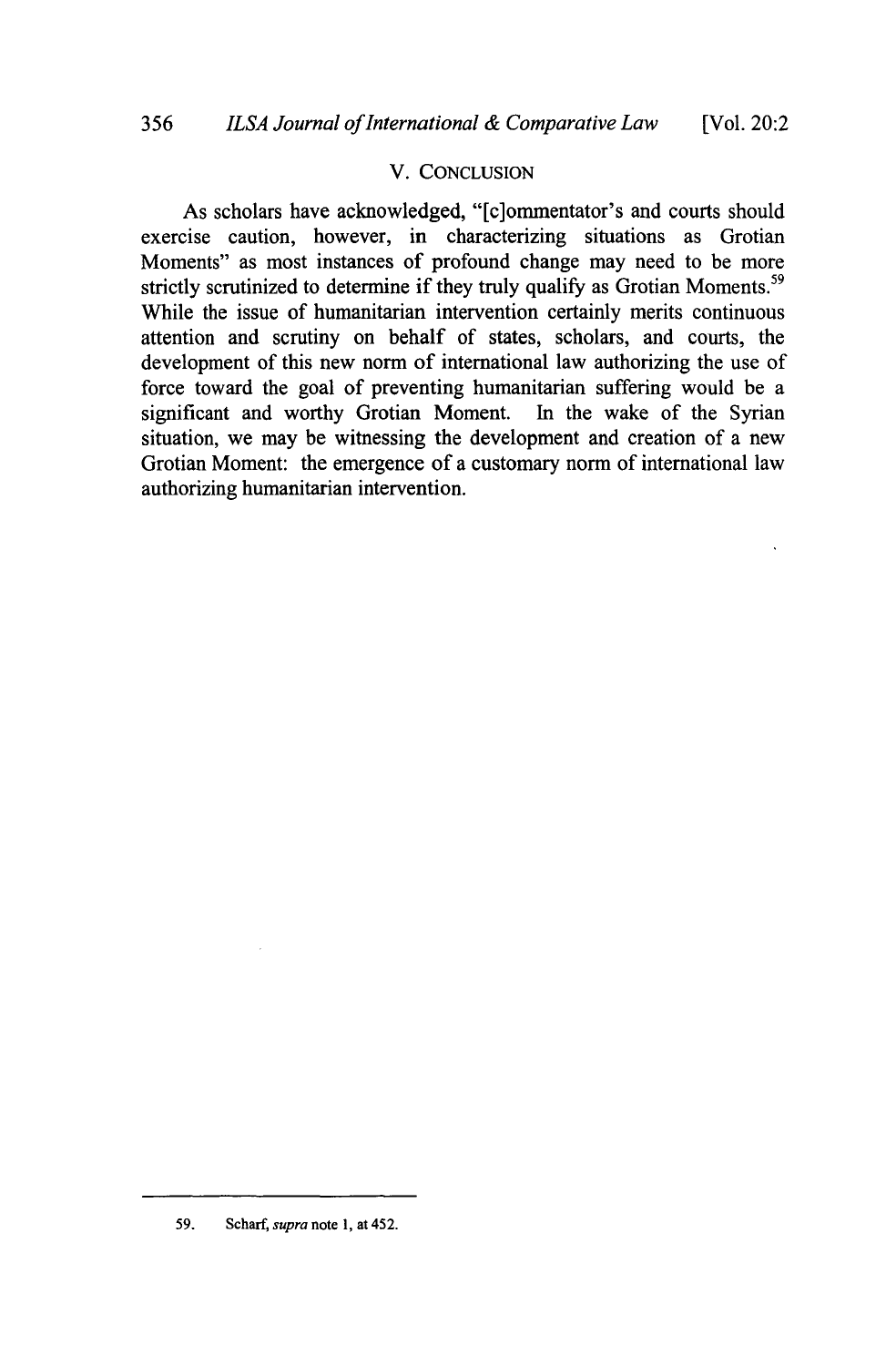## V. CONCLUSION

As scholars have acknowledged, "[c]ommentator's and courts should exercise caution, however, in characterizing situations as Grotian Moments" as most instances of profound change may need to be more strictly scrutinized to determine if they truly qualify as Grotian Moments.[59] While the issue of humanitarian intervention certainly merits continuous attention and scrutiny on behalf of states, scholars, and courts, the development of this new norm of international law authorizing the use of force toward the goal of preventing humanitarian suffering would be a significant and worthy Grotian Moment. In the wake of the Syrian situation, we may be witnessing the development and creation of a new Grotian Moment: the emergence of a customary norm of international law authorizing humanitarian intervention.

---

59. Scharf, *supra* note 1, at 452.